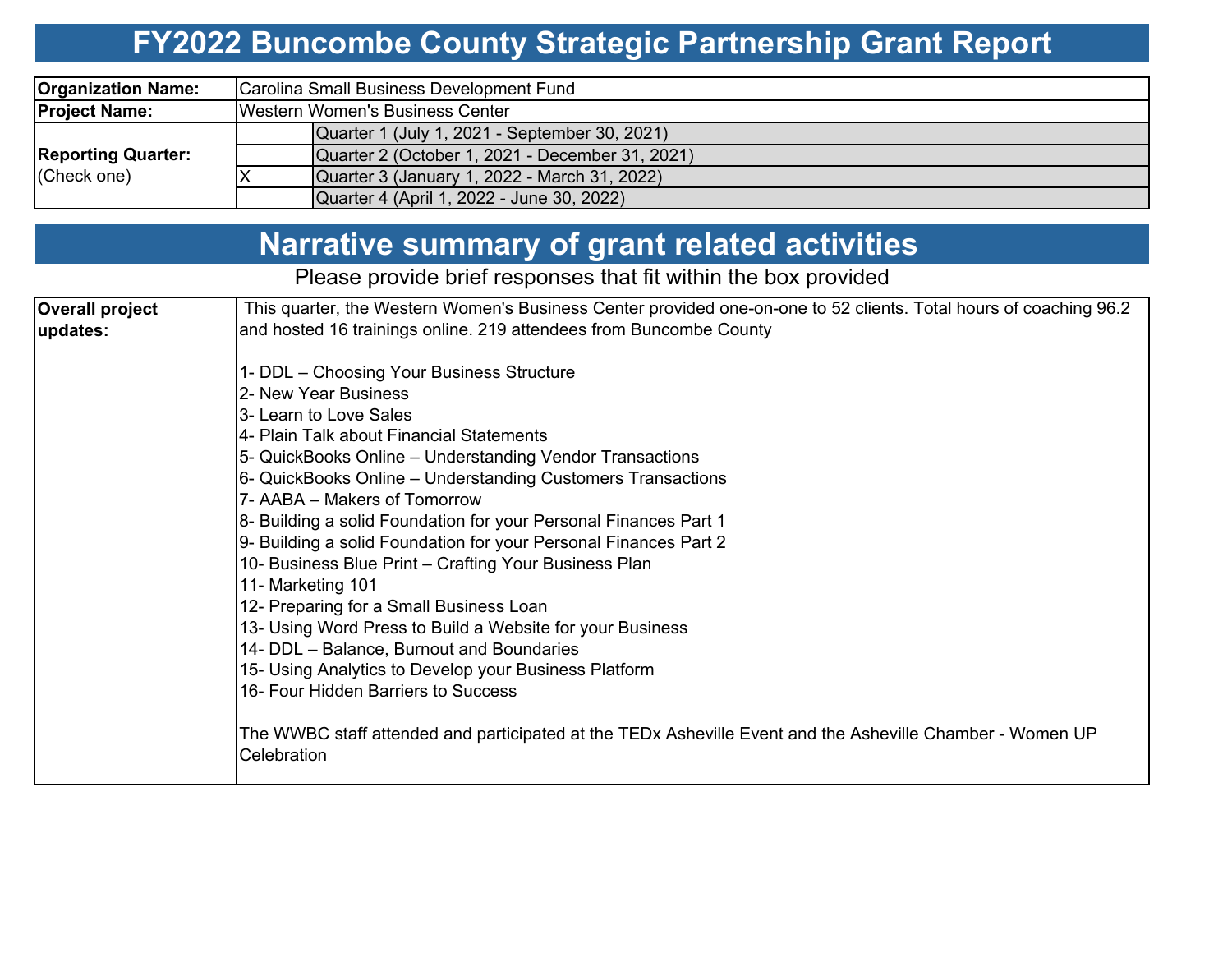# FY2022 Buncombe County Strategic Partnership Grant Report

| | | |
|---|---|---|
| **Organization Name:** | Carolina Small Business Development Fund | |
| **Project Name:** | Western Women's Business Center | |
| **Reporting Quarter:** (Check one) | | Quarter 1 (July 1, 2021 - September 30, 2021) |
| | | Quarter 2 (October 1, 2021 - December 31, 2021) |
| | X | Quarter 3 (January 1, 2022 - March 31, 2022) |
| | | Quarter 4 (April 1, 2022 - June 30, 2022) |

# Narrative summary of grant related activities

Please provide brief responses that fit within the box provided

**Overall project updates:**

This quarter, the Western Women's Business Center provided one-on-one to 52 clients. Total hours of coaching 96.2 and hosted 16 trainings online. 219 attendees from Buncombe County

1- DDL – Choosing Your Business Structure
2- New Year Business
3- Learn to Love Sales
4- Plain Talk about Financial Statements
5- QuickBooks Online – Understanding Vendor Transactions
6- QuickBooks Online – Understanding Customers Transactions
7- AABA – Makers of Tomorrow
8- Building a solid Foundation for your Personal Finances Part 1
9- Building a solid Foundation for your Personal Finances Part 2
10- Business Blue Print – Crafting Your Business Plan
11- Marketing 101
12- Preparing for a Small Business Loan
13- Using Word Press to Build a Website for your Business
14- DDL – Balance, Burnout and Boundaries
15- Using Analytics to Develop your Business Platform
16- Four Hidden Barriers to Success

The WWBC staff attended and participated at the TEDx Asheville Event and the Asheville Chamber - Women UP Celebration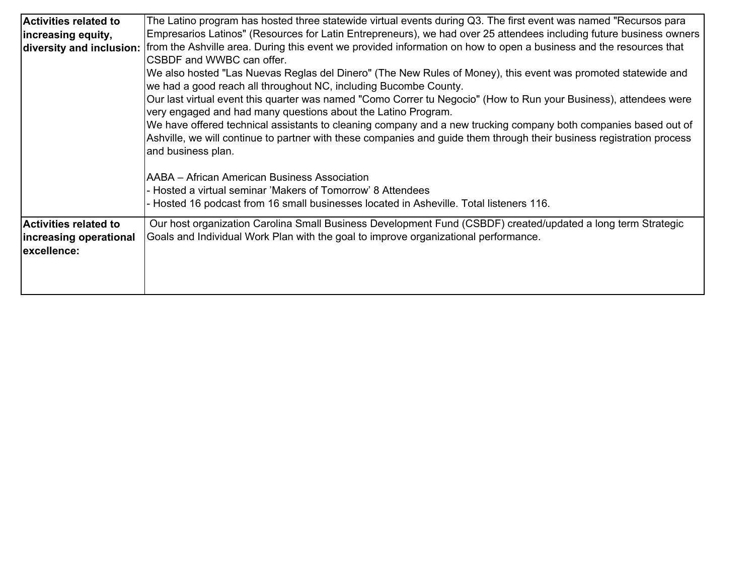| | |
|---|---|
| **Activities related to increasing equity, diversity and inclusion:** | The Latino program has hosted three statewide virtual events during Q3. The first event was named "Recursos para Empresarios Latinos" (Resources for Latin Entrepreneurs), we had over 25 attendees including future business owners from the Ashville area. During this event we provided information on how to open a business and the resources that CSBDF and WWBC can offer.<br>We also hosted "Las Nuevas Reglas del Dinero" (The New Rules of Money), this event was promoted statewide and we had a good reach all throughout NC, including Bucombe County.<br>Our last virtual event this quarter was named "Como Correr tu Negocio" (How to Run your Business), attendees were very engaged and had many questions about the Latino Program.<br>We have offered technical assistants to cleaning company and a new trucking company both companies based out of Ashville, we will continue to partner with these companies and guide them through their business registration process and business plan.<br><br>AABA – African American Business Association<br>- Hosted a virtual seminar 'Makers of Tomorrow' 8 Attendees<br>- Hosted 16 podcast from 16 small businesses located in Asheville. Total listeners 116. |
| **Activities related to increasing operational excellence:** | Our host organization Carolina Small Business Development Fund (CSBDF) created/updated a long term Strategic Goals and Individual Work Plan with the goal to improve organizational performance. |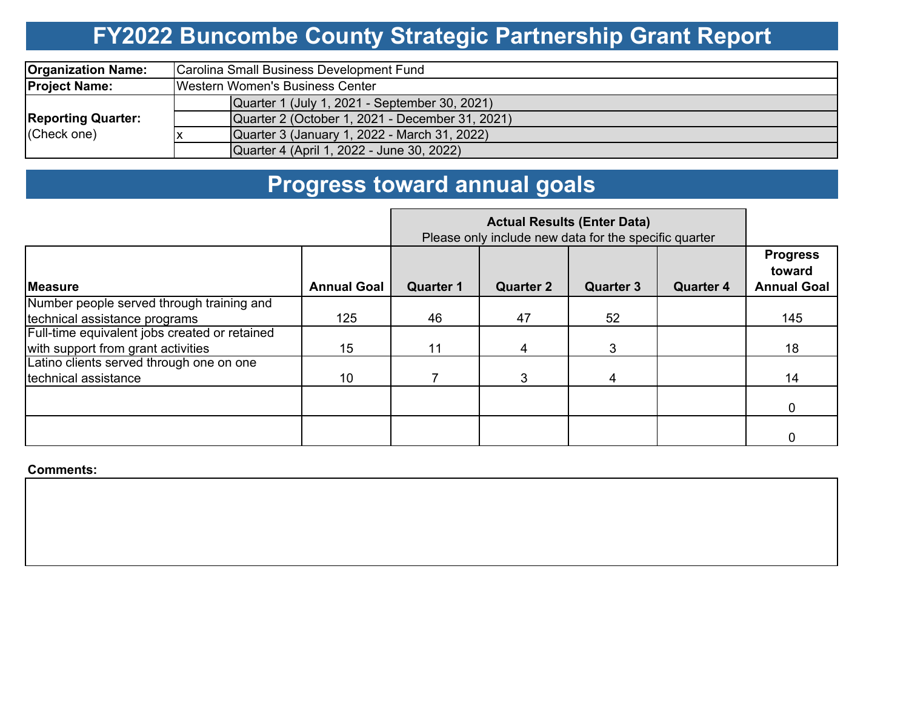# FY2022 Buncombe County Strategic Partnership Grant Report

| | | |
|---|---|---|
| **Organization Name:** | Carolina Small Business Development Fund | |
| **Project Name:** | Western Women's Business Center | |
| **Reporting Quarter:** (Check one) | | Quarter 1 (July 1, 2021 - September 30, 2021) |
| | | Quarter 2 (October 1, 2021 - December 31, 2021) |
| | x | Quarter 3 (January 1, 2022 - March 31, 2022) |
| | | Quarter 4 (April 1, 2022 - June 30, 2022) |

# Progress toward annual goals

| | | **Actual Results (Enter Data)** Please only include new data for the specific quarter | | | | |
|---|---|---|---|---|---|---|
| **Measure** | **Annual Goal** | **Quarter 1** | **Quarter 2** | **Quarter 3** | **Quarter 4** | **Progress toward Annual Goal** |
| Number people served through training and technical assistance programs | 125 | 46 | 47 | 52 | | 145 |
| Full-time equivalent jobs created or retained with support from grant activities | 15 | 11 | 4 | 3 | | 18 |
| Latino clients served through one on one technical assistance | 10 | 7 | 3 | 4 | | 14 |
| | | | | | | 0 |
| | | | | | | 0 |

**Comments:**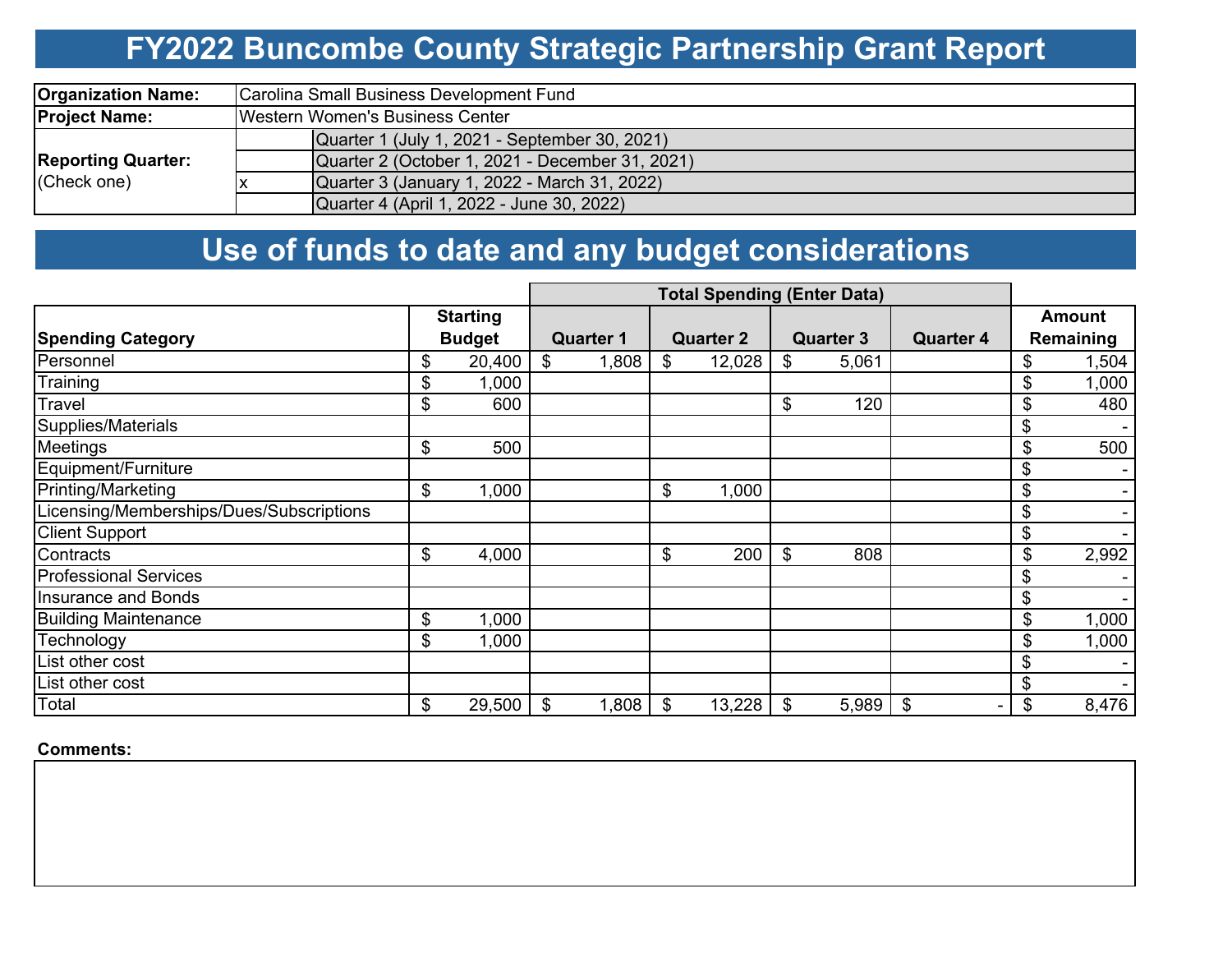# FY2022 Buncombe County Strategic Partnership Grant Report

| | | |
|---|---|---|
| **Organization Name:** | Carolina Small Business Development Fund | |
| **Project Name:** | Western Women's Business Center | |
| **Reporting Quarter:** (Check one) | | Quarter 1 (July 1, 2021 - September 30, 2021) |
| | | Quarter 2 (October 1, 2021 - December 31, 2021) |
| | x | Quarter 3 (January 1, 2022 - March 31, 2022) |
| | | Quarter 4 (April 1, 2022 - June 30, 2022) |

# Use of funds to date and any budget considerations

| | | Total Spending (Enter Data) | | | | |
|---|---|---|---|---|---|---|
| **Spending Category** | **Starting Budget** | **Quarter 1** | **Quarter 2** | **Quarter 3** | **Quarter 4** | **Amount Remaining** |
| Personnel | $ 20,400 | $ 1,808 | $ 12,028 | $ 5,061 | | $ 1,504 |
| Training | $ 1,000 | | | | | $ 1,000 |
| Travel | $ 600 | | | $ 120 | | $ 480 |
| Supplies/Materials | | | | | | $ - |
| Meetings | $ 500 | | | | | $ 500 |
| Equipment/Furniture | | | | | | $ - |
| Printing/Marketing | $ 1,000 | | $ 1,000 | | | $ - |
| Licensing/Memberships/Dues/Subscriptions | | | | | | $ - |
| Client Support | | | | | | $ - |
| Contracts | $ 4,000 | | $ 200 | $ 808 | | $ 2,992 |
| Professional Services | | | | | | $ - |
| Insurance and Bonds | | | | | | $ - |
| Building Maintenance | $ 1,000 | | | | | $ 1,000 |
| Technology | $ 1,000 | | | | | $ 1,000 |
| List other cost | | | | | | $ - |
| List other cost | | | | | | $ - |
| Total | $ 29,500 | $ 1,808 | $ 13,228 | $ 5,989 | $ - | $ 8,476 |

**Comments:**